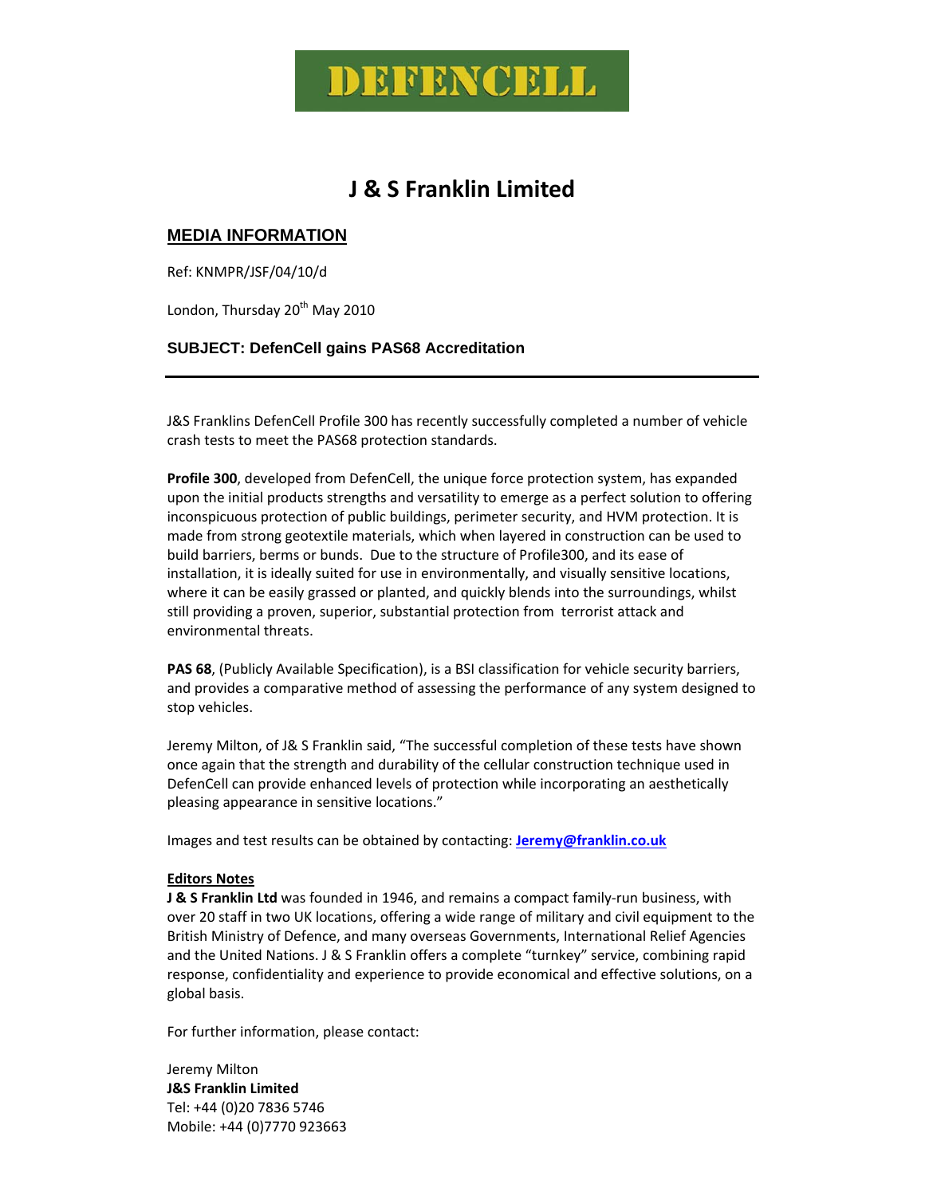DEFENCELL

# J & S Franklin Limited

## MEDIA INFORMATION

Ref: KNMPR/JSF/04/10/d

London, Thursday 20th May 2010

### SUBJECT: DefenCell gains PAS68 Accreditation

---

J&S Franklins DefenCell Profile 300 has recently successfully completed a number of vehicle crash tests to meet the PAS68 protection standards.

**Profile 300**, developed from DefenCell, the unique force protection system, has expanded upon the initial products strengths and versatility to emerge as a perfect solution to offering inconspicuous protection of public buildings, perimeter security, and HVM protection. It is made from strong geotextile materials, which when layered in construction can be used to build barriers, berms or bunds. Due to the structure of Profile300, and its ease of installation, it is ideally suited for use in environmentally, and visually sensitive locations, where it can be easily grassed or planted, and quickly blends into the surroundings, whilst still providing a proven, superior, substantial protection from terrorist attack and environmental threats.

**PAS 68**, (Publicly Available Specification), is a BSI classification for vehicle security barriers, and provides a comparative method of assessing the performance of any system designed to stop vehicles.

Jeremy Milton, of J& S Franklin said, "The successful completion of these tests have shown once again that the strength and durability of the cellular construction technique used in DefenCell can provide enhanced levels of protection while incorporating an aesthetically pleasing appearance in sensitive locations."

Images and test results can be obtained by contacting: **Jeremy@franklin.co.uk**

**Editors Notes**

**J & S Franklin Ltd** was founded in 1946, and remains a compact family-run business, with over 20 staff in two UK locations, offering a wide range of military and civil equipment to the British Ministry of Defence, and many overseas Governments, International Relief Agencies and the United Nations. J & S Franklin offers a complete "turnkey" service, combining rapid response, confidentiality and experience to provide economical and effective solutions, on a global basis.

For further information, please contact:

Jeremy Milton
**J&S Franklin Limited**
Tel: +44 (0)20 7836 5746
Mobile: +44 (0)7770 923663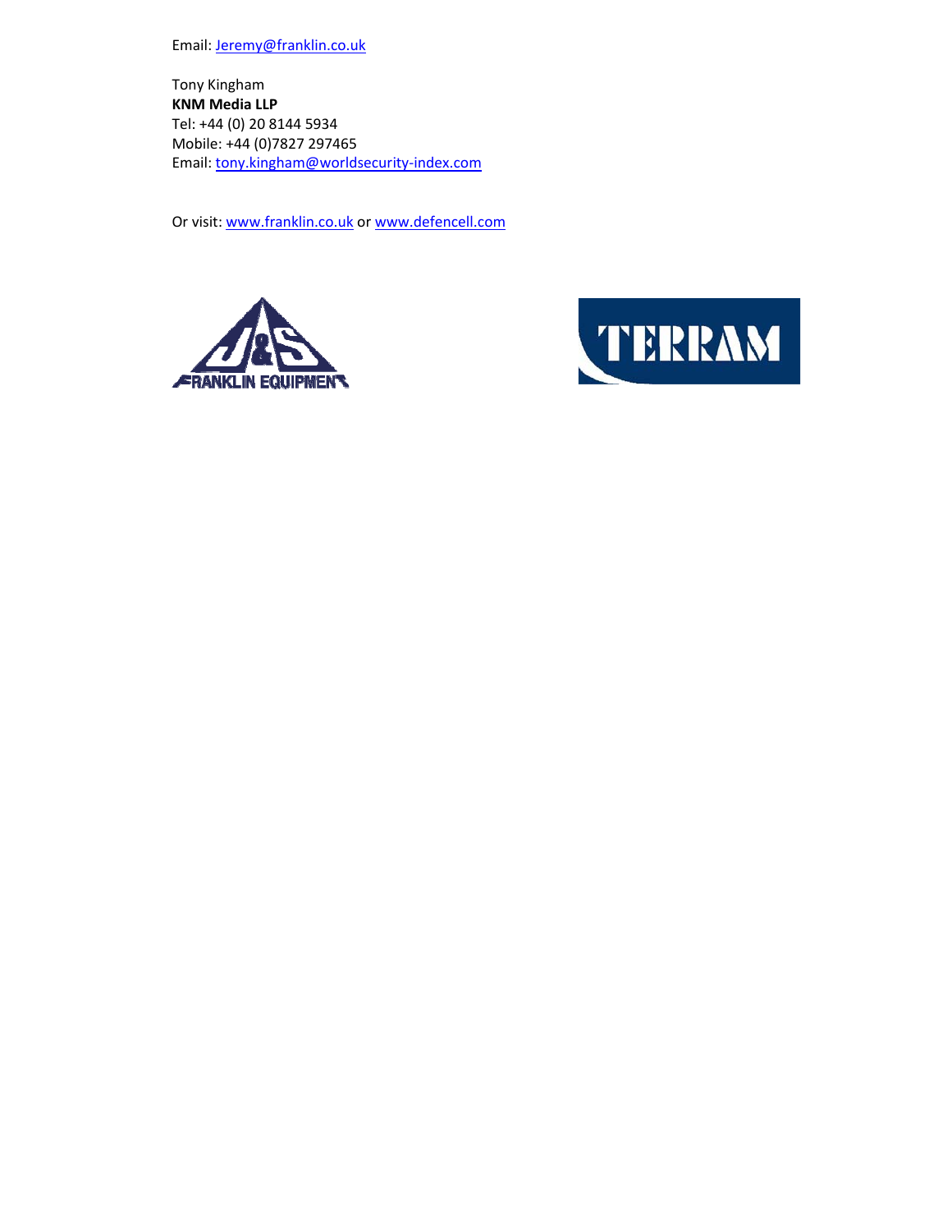Email: Jeremy@franklin.co.uk

Tony Kingham
**KNM Media LLP**
Tel: +44 (0) 20 8144 5934
Mobile: +44 (0)7827 297465
Email: tony.kingham@worldsecurity-index.com

Or visit: www.franklin.co.uk or www.defencell.com